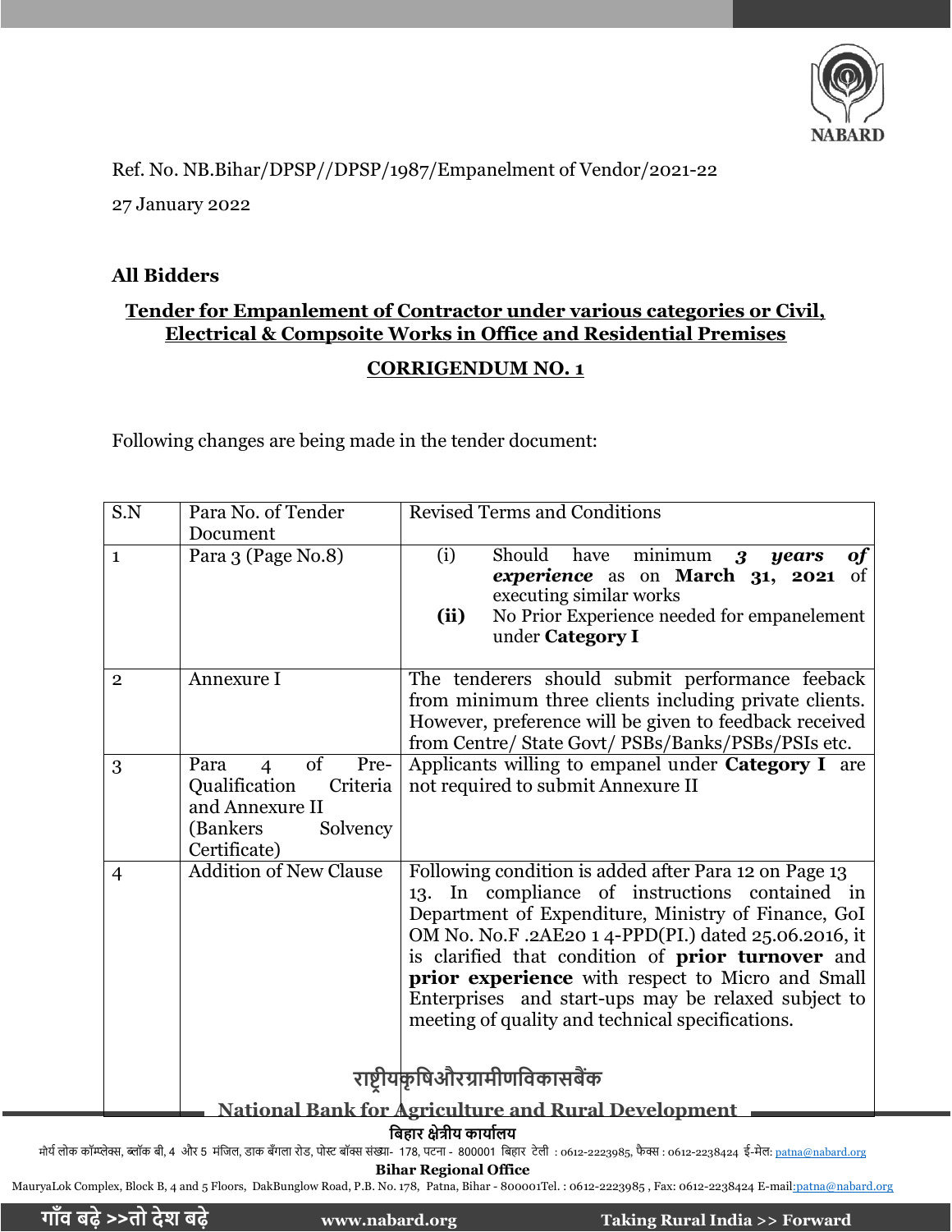Ref. No. NB.Bihar/DPSP//DPSP/1987/Empanelment of Vendor/2021-22

27 January 2022

**All Bidders**

## Tender for Empanlement of Contractor under various categories or Civil, Electrical & Compsoite Works in Office and Residential Premises

## CORRIGENDUM NO. 1

Following changes are being made in the tender document:

| S.N | Para No. of Tender Document | Revised Terms and Conditions |
|---|---|---|
| 1 | Para 3 (Page No.8) | (i) Should have minimum ***3 years of experience*** as on **March 31, 2021** of executing similar works<br>**(ii)** No Prior Experience needed for empanelement under **Category I** |
| 2 | Annexure I | The tenderers should submit performance feeback from minimum three clients including private clients. However, preference will be given to feedback received from Centre/ State Govt/ PSBs/Banks/PSBs/PSIs etc. |
| 3 | Para 4 of Pre-Qualification Criteria and Annexure II (Bankers Solvency Certificate) | Applicants willing to empanel under **Category I** are not required to submit Annexure II |
| 4 | Addition of New Clause | Following condition is added after Para 12 on Page 13<br>13. In compliance of instructions contained in Department of Expenditure, Ministry of Finance, GoI OM No. No.F .2AE20 1 4-PPD(PI.) dated 25.06.2016, it is clarified that condition of **prior turnover** and **prior experience** with respect to Micro and Small Enterprises and start-ups may be relaxed subject to meeting of quality and technical specifications. |

**राष्ट्रीयकृषिऔरग्रामीणविकासबैंक**

**National Bank for Agriculture and Rural Development**

**बिहार क्षेत्रीय कार्यालय**

मौर्य लोक कॉम्प्लेक्स, ब्लॉक बी, 4 और 5 मंजिल, डाक बँगला रोड, पोस्ट बॉक्स संख्या- 178, पटना - 800001 बिहार टेली : 0612-2223985, फैक्स : 0612-2238424 ई-मेल: patna@nabard.org

**Bihar Regional Office**

MauryaLok Complex, Block B, 4 and 5 Floors, DakBunglow Road, P.B. No. 178, Patna, Bihar - 800001Tel. : 0612-2223985 , Fax: 0612-2238424 E-mail:patna@nabard.org

**गाँव बढ़े >>तो देश बढ़े** **www.nabard.org** **Taking Rural India >> Forward**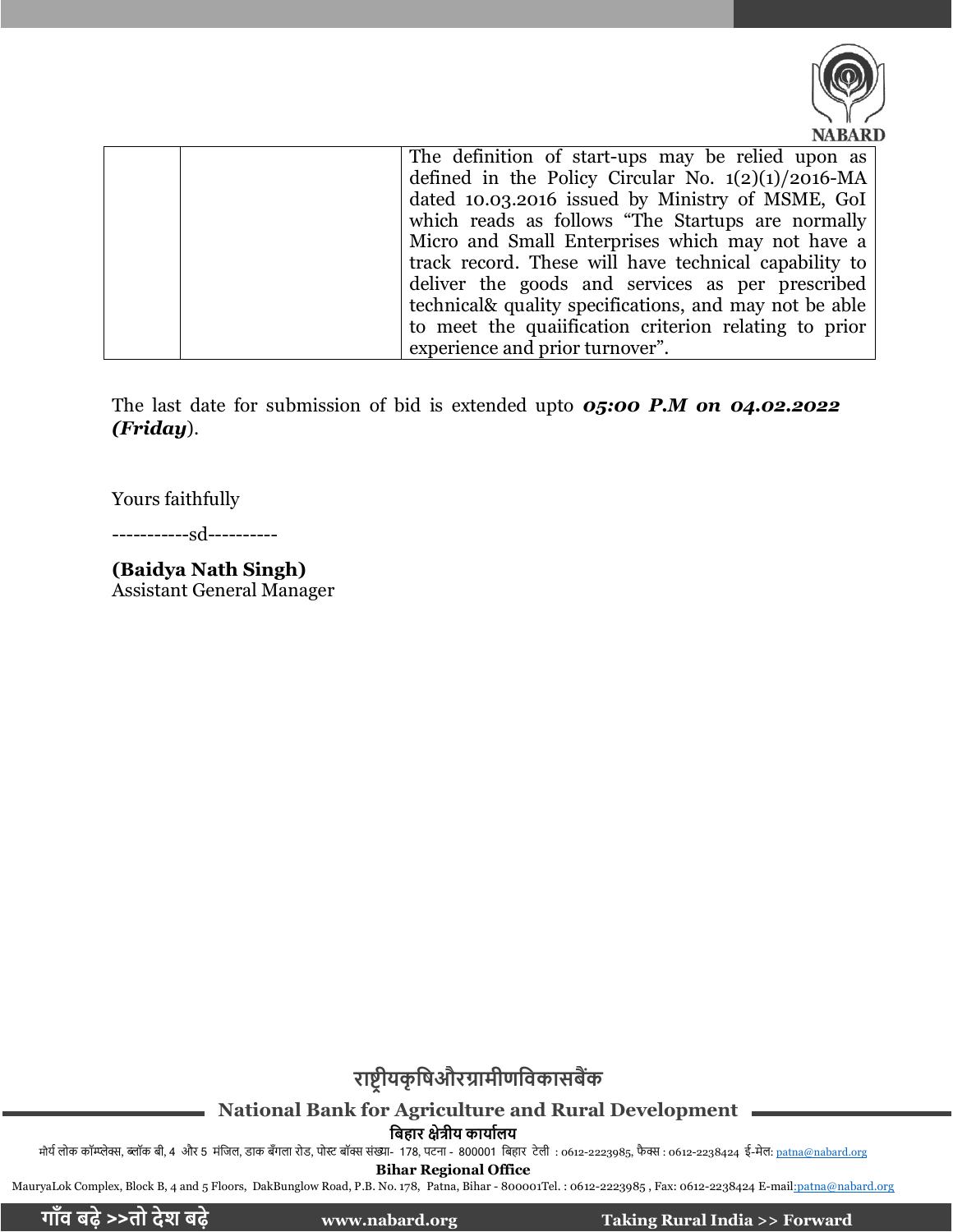| | | |
|---|---|---|
| | | The definition of start-ups may be relied upon as defined in the Policy Circular No. 1(2)(1)/2016-MA dated 10.03.2016 issued by Ministry of MSME, GoI which reads as follows "The Startups are normally Micro and Small Enterprises which may not have a track record. These will have technical capability to deliver the goods and services as per prescribed technical& quality specifications, and may not be able to meet the quaiification criterion relating to prior experience and prior turnover". |

The last date for submission of bid is extended upto ***05:00 P.M on 04.02.2022 (Friday)***.

Yours faithfully

-----------sd----------

**(Baidya Nath Singh)**
Assistant General Manager